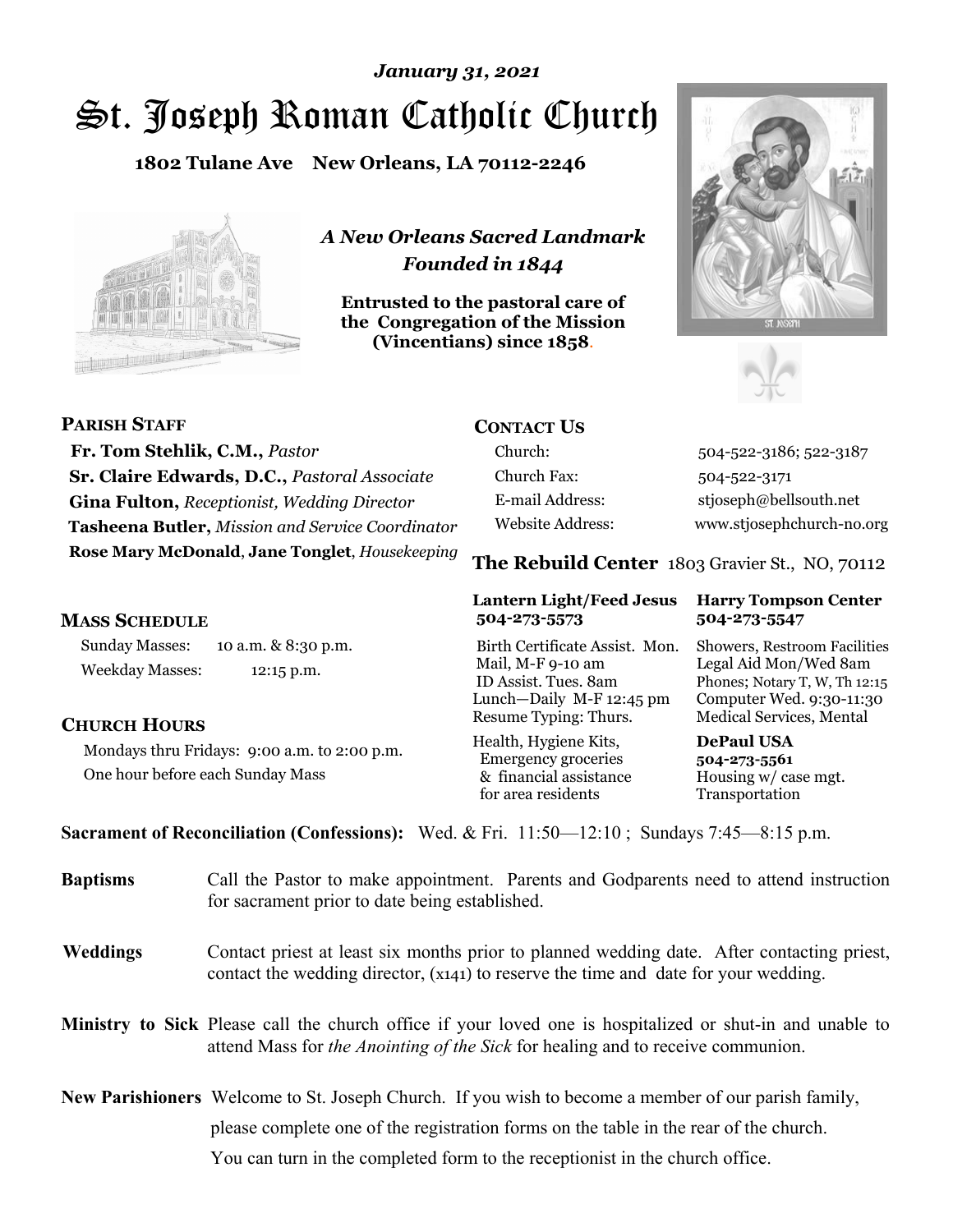*January 31, 2021*

# St. Joseph Roman Catholic Church

**1802 Tulane Ave New Orleans, LA 70112-2246**

*A New Orleans Sacred Landmark*
*Founded in 1844*

**Entrusted to the pastoral care of the Congregation of the Mission (Vincentians) since 1858.**

## PARISH STAFF

**Fr. Tom Stehlik, C.M.,** *Pastor*
**Sr. Claire Edwards, D.C.,** *Pastoral Associate*
**Gina Fulton,** *Receptionist, Wedding Director*
**Tasheena Butler,** *Mission and Service Coordinator*
**Rose Mary McDonald**, **Jane Tonglet**, *Housekeeping*

## CONTACT US

| | |
|---|---|
| Church: | 504-522-3186; 522-3187 |
| Church Fax: | 504-522-3171 |
| E-mail Address: | stjoseph@bellsouth.net |
| Website Address: | www.stjosephchurch-no.org |

## MASS SCHEDULE

Sunday Masses: 10 a.m. & 8:30 p.m.
Weekday Masses: 12:15 p.m.

## CHURCH HOURS

Mondays thru Fridays: 9:00 a.m. to 2:00 p.m.
One hour before each Sunday Mass

## The Rebuild Center 1803 Gravier St., NO, 70112

| Lantern Light/Feed Jesus 504-273-5573 | Harry Tompson Center 504-273-5547 |
|---|---|
| Birth Certificate Assist. Mon. Mail, M-F 9-10 am ID Assist. Tues. 8am Lunch—Daily M-F 12:45 pm Resume Typing: Thurs. | Showers, Restroom Facilities Legal Aid Mon/Wed 8am Phones; Notary T, W, Th 12:15 Computer Wed. 9:30-11:30 Medical Services, Mental |
| Health, Hygiene Kits, Emergency groceries & financial assistance for area residents | **DePaul USA 504-273-5561** Housing w/ case mgt. Transportation |

**Sacrament of Reconciliation (Confessions):** Wed. & Fri. 11:50—12:10 ; Sundays 7:45—8:15 p.m.

**Baptisms** Call the Pastor to make appointment. Parents and Godparents need to attend instruction for sacrament prior to date being established.

**Weddings** Contact priest at least six months prior to planned wedding date. After contacting priest, contact the wedding director, (x141) to reserve the time and date for your wedding.

**Ministry to Sick** Please call the church office if your loved one is hospitalized or shut-in and unable to attend Mass for *the Anointing of the Sick* for healing and to receive communion.

**New Parishioners** Welcome to St. Joseph Church. If you wish to become a member of our parish family, please complete one of the registration forms on the table in the rear of the church. You can turn in the completed form to the receptionist in the church office.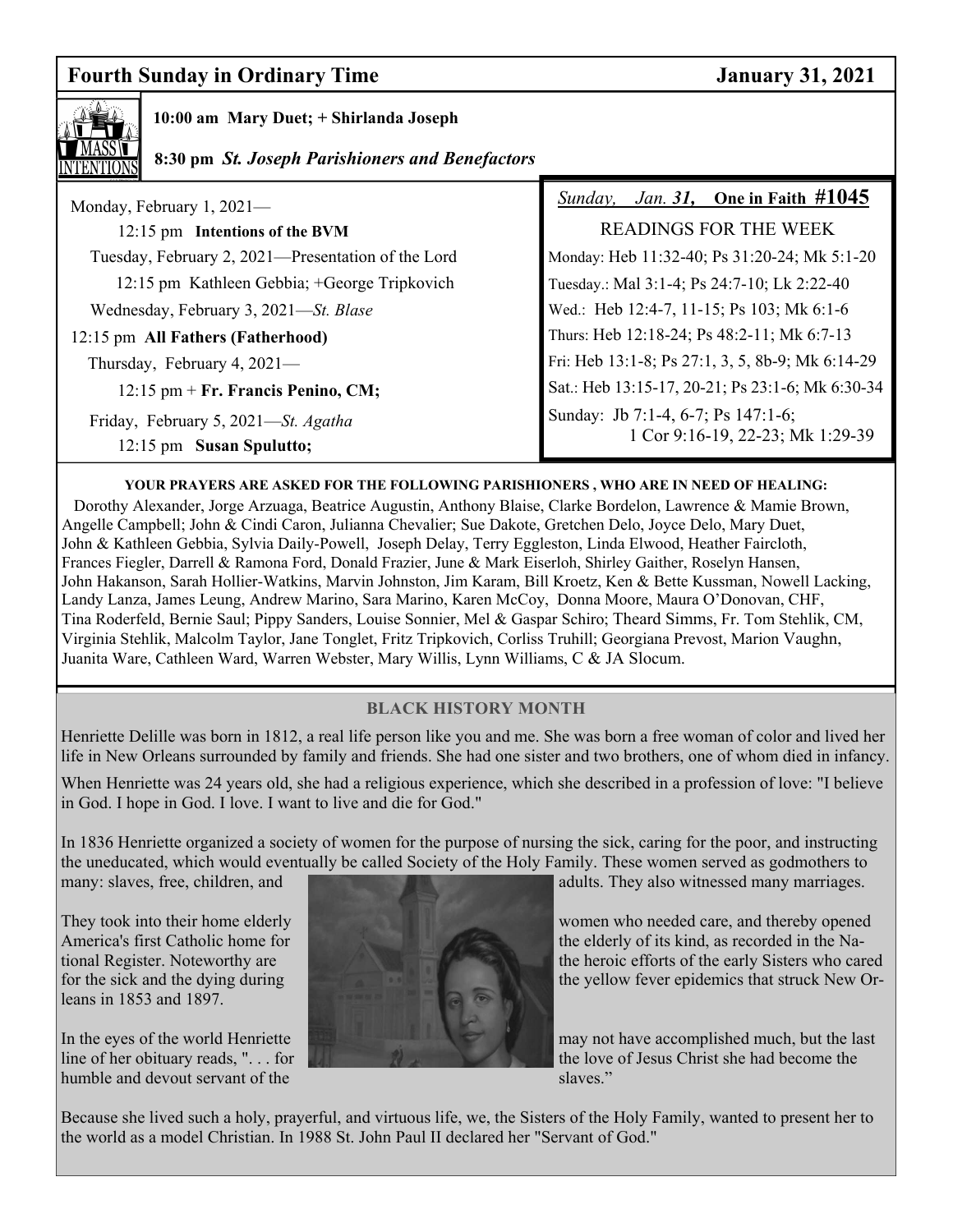## Fourth Sunday in Ordinary Time — January 31, 2021

**MASS INTENTIONS**

**10:00 am Mary Duet; + Shirlanda Joseph**

**8:30 pm** ***St. Joseph Parishioners and Benefactors***

Monday, February 1, 2021—

12:15 pm **Intentions of the BVM**

Tuesday, February 2, 2021—Presentation of the Lord

12:15 pm Kathleen Gebbia; +George Tripkovich

Wednesday, February 3, 2021—*St. Blase*

12:15 pm **All Fathers (Fatherhood)**

Thursday, February 4, 2021—

12:15 pm + **Fr. Francis Penino, CM;**

Friday, February 5, 2021—*St. Agatha*

12:15 pm **Susan Spulutto;**

*Sunday, Jan.* ***31,*** **One in Faith #1045**

READINGS FOR THE WEEK

Monday: Heb 11:32-40; Ps 31:20-24; Mk 5:1-20

Tuesday.: Mal 3:1-4; Ps 24:7-10; Lk 2:22-40

Wed.: Heb 12:4-7, 11-15; Ps 103; Mk 6:1-6

Thurs: Heb 12:18-24; Ps 48:2-11; Mk 6:7-13

Fri: Heb 13:1-8; Ps 27:1, 3, 5, 8b-9; Mk 6:14-29

Sat.: Heb 13:15-17, 20-21; Ps 23:1-6; Mk 6:30-34

Sunday: Jb 7:1-4, 6-7; Ps 147:1-6; 1 Cor 9:16-19, 22-23; Mk 1:29-39

**YOUR PRAYERS ARE ASKED FOR THE FOLLOWING PARISHIONERS , WHO ARE IN NEED OF HEALING:**

Dorothy Alexander, Jorge Arzuaga, Beatrice Augustin, Anthony Blaise, Clarke Bordelon, Lawrence & Mamie Brown, Angelle Campbell; John & Cindi Caron, Julianna Chevalier; Sue Dakote, Gretchen Delo, Joyce Delo, Mary Duet, John & Kathleen Gebbia, Sylvia Daily-Powell, Joseph Delay, Terry Eggleston, Linda Elwood, Heather Faircloth, Frances Fiegler, Darrell & Ramona Ford, Donald Frazier, June & Mark Eiserloh, Shirley Gaither, Roselyn Hansen, John Hakanson, Sarah Hollier-Watkins, Marvin Johnston, Jim Karam, Bill Kroetz, Ken & Bette Kussman, Nowell Lacking, Landy Lanza, James Leung, Andrew Marino, Sara Marino, Karen McCoy, Donna Moore, Maura O'Donovan, CHF, Tina Roderfeld, Bernie Saul; Pippy Sanders, Louise Sonnier, Mel & Gaspar Schiro; Theard Simms, Fr. Tom Stehlik, CM, Virginia Stehlik, Malcolm Taylor, Jane Tonglet, Fritz Tripkovich, Corliss Truhill; Georgiana Prevost, Marion Vaughn, Juanita Ware, Cathleen Ward, Warren Webster, Mary Willis, Lynn Williams, C & JA Slocum.

## BLACK HISTORY MONTH

Henriette Delille was born in 1812, a real life person like you and me. She was born a free woman of color and lived her life in New Orleans surrounded by family and friends. She had one sister and two brothers, one of whom died in infancy.

When Henriette was 24 years old, she had a religious experience, which she described in a profession of love: "I believe in God. I hope in God. I love. I want to live and die for God."

In 1836 Henriette organized a society of women for the purpose of nursing the sick, caring for the poor, and instructing the uneducated, which would eventually be called Society of the Holy Family. These women served as godmothers to many: slaves, free, children, and adults. They also witnessed many marriages.

They took into their home elderly women who needed care, and thereby opened America's first Catholic home for the elderly of its kind, as recorded in the National Register. Noteworthy are the heroic efforts of the early Sisters who cared for the sick and the dying during the yellow fever epidemics that struck New Orleans in 1853 and 1897.

In the eyes of the world Henriette may not have accomplished much, but the last line of her obituary reads, ". . . for the love of Jesus Christ she had become the humble and devout servant of the slaves."

Because she lived such a holy, prayerful, and virtuous life, we, the Sisters of the Holy Family, wanted to present her to the world as a model Christian. In 1988 St. John Paul II declared her "Servant of God."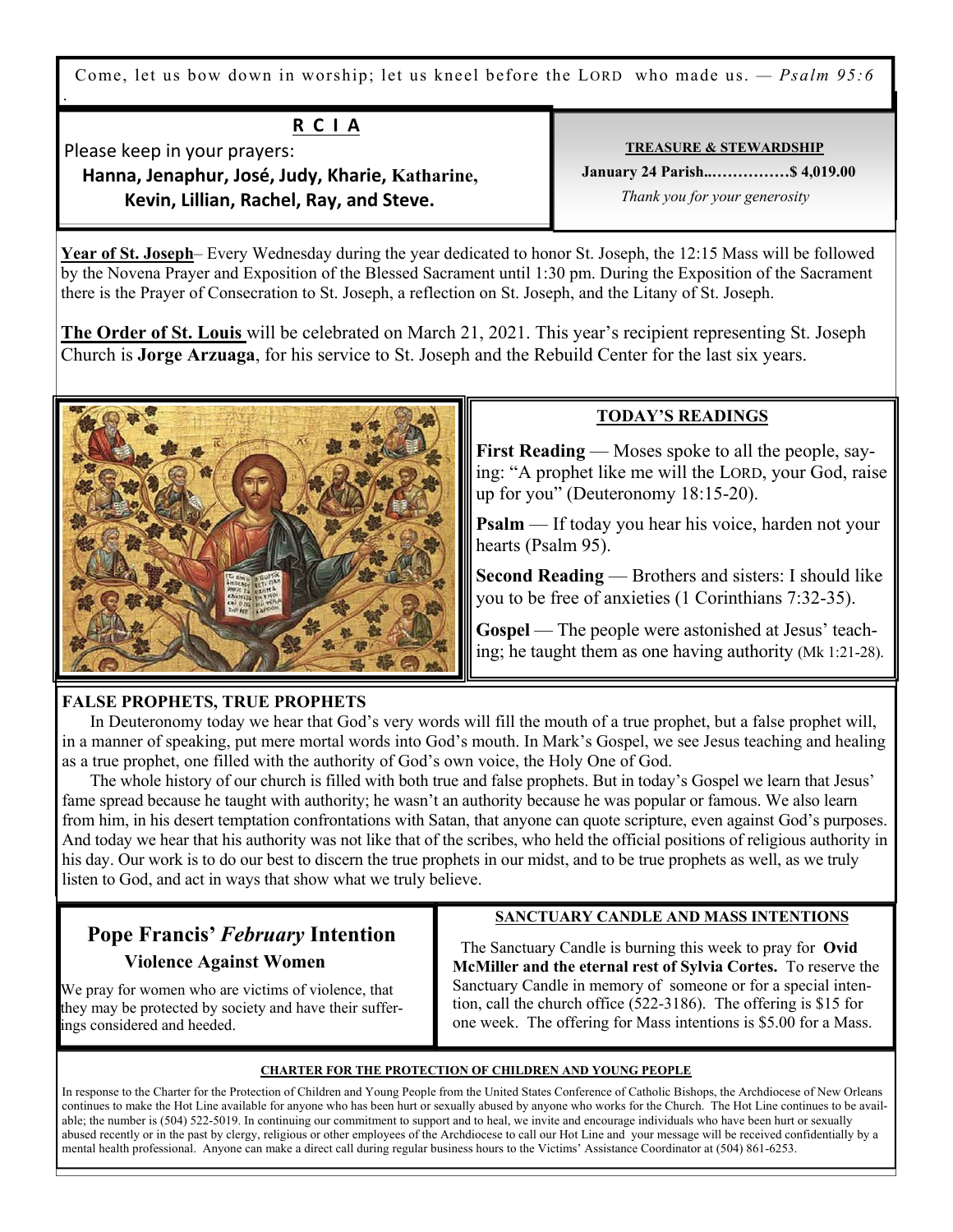Come, let us bow down in worship; let us kneel before the LORD who made us. — *Psalm 95:6*

## R C I A

Please keep in your prayers:

**Hanna, Jenaphur, José, Judy, Kharie, Katharine, Kevin, Lillian, Rachel, Ray, and Steve.**

**TREASURE & STEWARDSHIP**

**January 24 Parish..……………$ 4,019.00**

*Thank you for your generosity*

**Year of St. Joseph**– Every Wednesday during the year dedicated to honor St. Joseph, the 12:15 Mass will be followed by the Novena Prayer and Exposition of the Blessed Sacrament until 1:30 pm. During the Exposition of the Sacrament there is the Prayer of Consecration to St. Joseph, a reflection on St. Joseph, and the Litany of St. Joseph.

**The Order of St. Louis** will be celebrated on March 21, 2021. This year's recipient representing St. Joseph Church is **Jorge Arzuaga**, for his service to St. Joseph and the Rebuild Center for the last six years.

### TODAY'S READINGS

**First Reading** — Moses spoke to all the people, saying: "A prophet like me will the LORD, your God, raise up for you" (Deuteronomy 18:15-20).

**Psalm** — If today you hear his voice, harden not your hearts (Psalm 95).

**Second Reading** — Brothers and sisters: I should like you to be free of anxieties (1 Corinthians 7:32-35).

**Gospel** — The people were astonished at Jesus' teaching; he taught them as one having authority (Mk 1:21-28).

### FALSE PROPHETS, TRUE PROPHETS

In Deuteronomy today we hear that God's very words will fill the mouth of a true prophet, but a false prophet will, in a manner of speaking, put mere mortal words into God's mouth. In Mark's Gospel, we see Jesus teaching and healing as a true prophet, one filled with the authority of God's own voice, the Holy One of God.

The whole history of our church is filled with both true and false prophets. But in today's Gospel we learn that Jesus' fame spread because he taught with authority; he wasn't an authority because he was popular or famous. We also learn from him, in his desert temptation confrontations with Satan, that anyone can quote scripture, even against God's purposes. And today we hear that his authority was not like that of the scribes, who held the official positions of religious authority in his day. Our work is to do our best to discern the true prophets in our midst, and to be true prophets as well, as we truly listen to God, and act in ways that show what we truly believe.

## Pope Francis' *February* Intention

### Violence Against Women

We pray for women who are victims of violence, that they may be protected by society and have their sufferings considered and heeded.

### SANCTUARY CANDLE AND MASS INTENTIONS

The Sanctuary Candle is burning this week to pray for **Ovid McMiller and the eternal rest of Sylvia Cortes.** To reserve the Sanctuary Candle in memory of someone or for a special intention, call the church office (522-3186). The offering is $15 for one week. The offering for Mass intentions is $5.00 for a Mass.

### CHARTER FOR THE PROTECTION OF CHILDREN AND YOUNG PEOPLE

In response to the Charter for the Protection of Children and Young People from the United States Conference of Catholic Bishops, the Archdiocese of New Orleans continues to make the Hot Line available for anyone who has been hurt or sexually abused by anyone who works for the Church. The Hot Line continues to be available; the number is (504) 522-5019. In continuing our commitment to support and to heal, we invite and encourage individuals who have been hurt or sexually abused recently or in the past by clergy, religious or other employees of the Archdiocese to call our Hot Line and your message will be received confidentially by a mental health professional. Anyone can make a direct call during regular business hours to the Victims' Assistance Coordinator at (504) 861-6253.